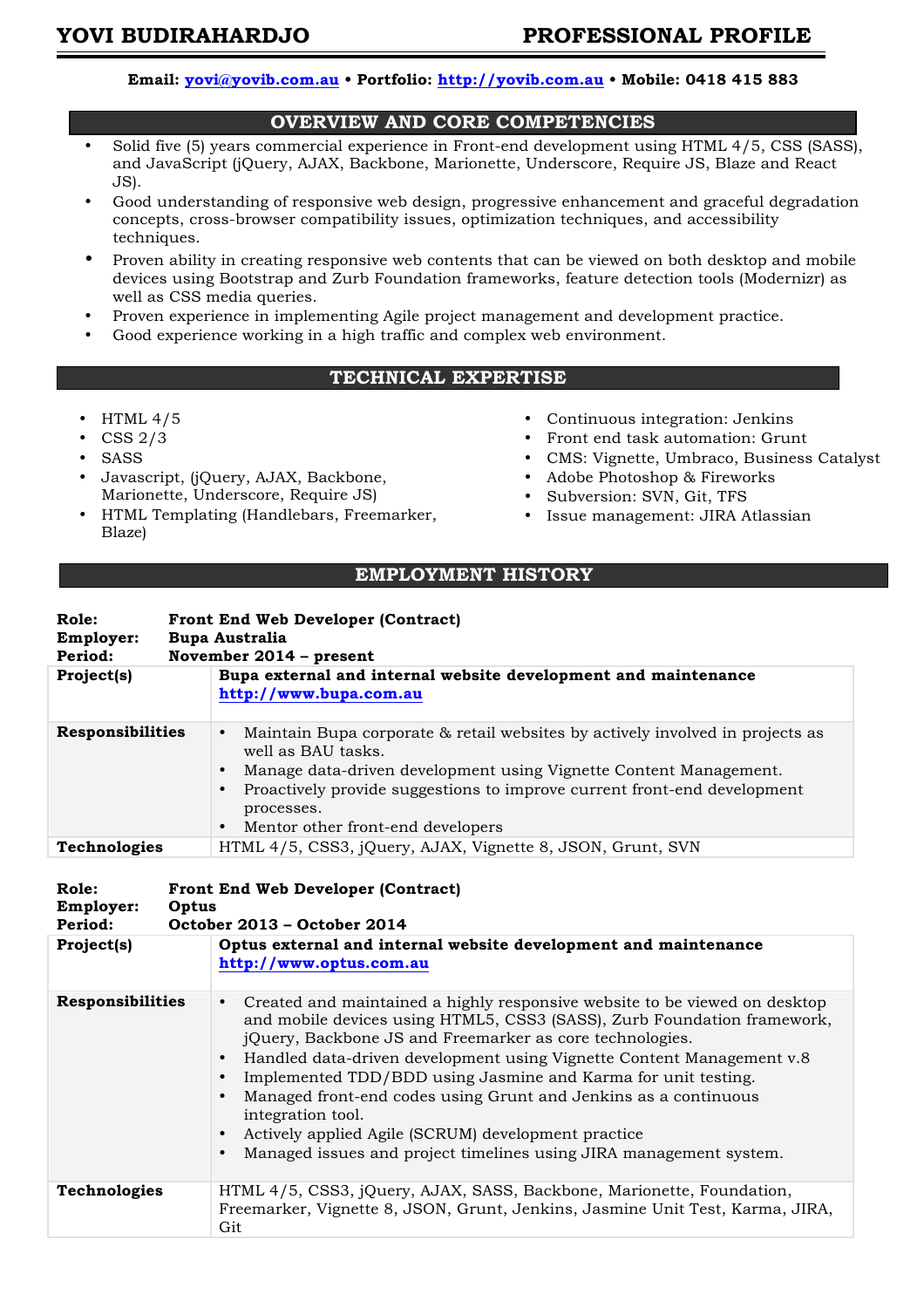# YOVI BUDIRAHARDJO — PROFESSIONAL PROFILE

**Email: [yovi@yovib.com.au](mailto:yovi@yovib.com.au) • Portfolio: [http://yovib.com.au](http://yovib.com.au) • Mobile: 0418 415 883**

## OVERVIEW AND CORE COMPETENCIES

- Solid five (5) years commercial experience in Front-end development using HTML 4/5, CSS (SASS), and JavaScript (jQuery, AJAX, Backbone, Marionette, Underscore, Require JS, Blaze and React JS).
- Good understanding of responsive web design, progressive enhancement and graceful degradation concepts, cross-browser compatibility issues, optimization techniques, and accessibility techniques.
- Proven ability in creating responsive web contents that can be viewed on both desktop and mobile devices using Bootstrap and Zurb Foundation frameworks, feature detection tools (Modernizr) as well as CSS media queries.
- Proven experience in implementing Agile project management and development practice.
- Good experience working in a high traffic and complex web environment.

## TECHNICAL EXPERTISE

- HTML 4/5
- CSS 2/3
- SASS
- Javascript, (jQuery, AJAX, Backbone, Marionette, Underscore, Require JS)
- HTML Templating (Handlebars, Freemarker, Blaze)
- Continuous integration: Jenkins
- Front end task automation: Grunt
- CMS: Vignette, Umbraco, Business Catalyst
- Adobe Photoshop & Fireworks
- Subversion: SVN, Git, TFS
- Issue management: JIRA Atlassian

## EMPLOYMENT HISTORY

**Role:** **Front End Web Developer (Contract)**
**Employer:** **Bupa Australia**
**Period:** **November 2014 – present**

| | |
|---|---|
| **Project(s)** | **Bupa external and internal website development and maintenance** [http://www.bupa.com.au](http://www.bupa.com.au) |
| **Responsibilities** | • Maintain Bupa corporate & retail websites by actively involved in projects as well as BAU tasks.<br>• Manage data-driven development using Vignette Content Management.<br>• Proactively provide suggestions to improve current front-end development processes.<br>• Mentor other front-end developers |
| **Technologies** | HTML 4/5, CSS3, jQuery, AJAX, Vignette 8, JSON, Grunt, SVN |

**Role:** **Front End Web Developer (Contract)**
**Employer:** **Optus**
**Period:** **October 2013 – October 2014**

| | |
|---|---|
| **Project(s)** | **Optus external and internal website development and maintenance** [http://www.optus.com.au](http://www.optus.com.au) |
| **Responsibilities** | • Created and maintained a highly responsive website to be viewed on desktop and mobile devices using HTML5, CSS3 (SASS), Zurb Foundation framework, jQuery, Backbone JS and Freemarker as core technologies.<br>• Handled data-driven development using Vignette Content Management v.8<br>• Implemented TDD/BDD using Jasmine and Karma for unit testing.<br>• Managed front-end codes using Grunt and Jenkins as a continuous integration tool.<br>• Actively applied Agile (SCRUM) development practice<br>• Managed issues and project timelines using JIRA management system. |
| **Technologies** | HTML 4/5, CSS3, jQuery, AJAX, SASS, Backbone, Marionette, Foundation, Freemarker, Vignette 8, JSON, Grunt, Jenkins, Jasmine Unit Test, Karma, JIRA, Git |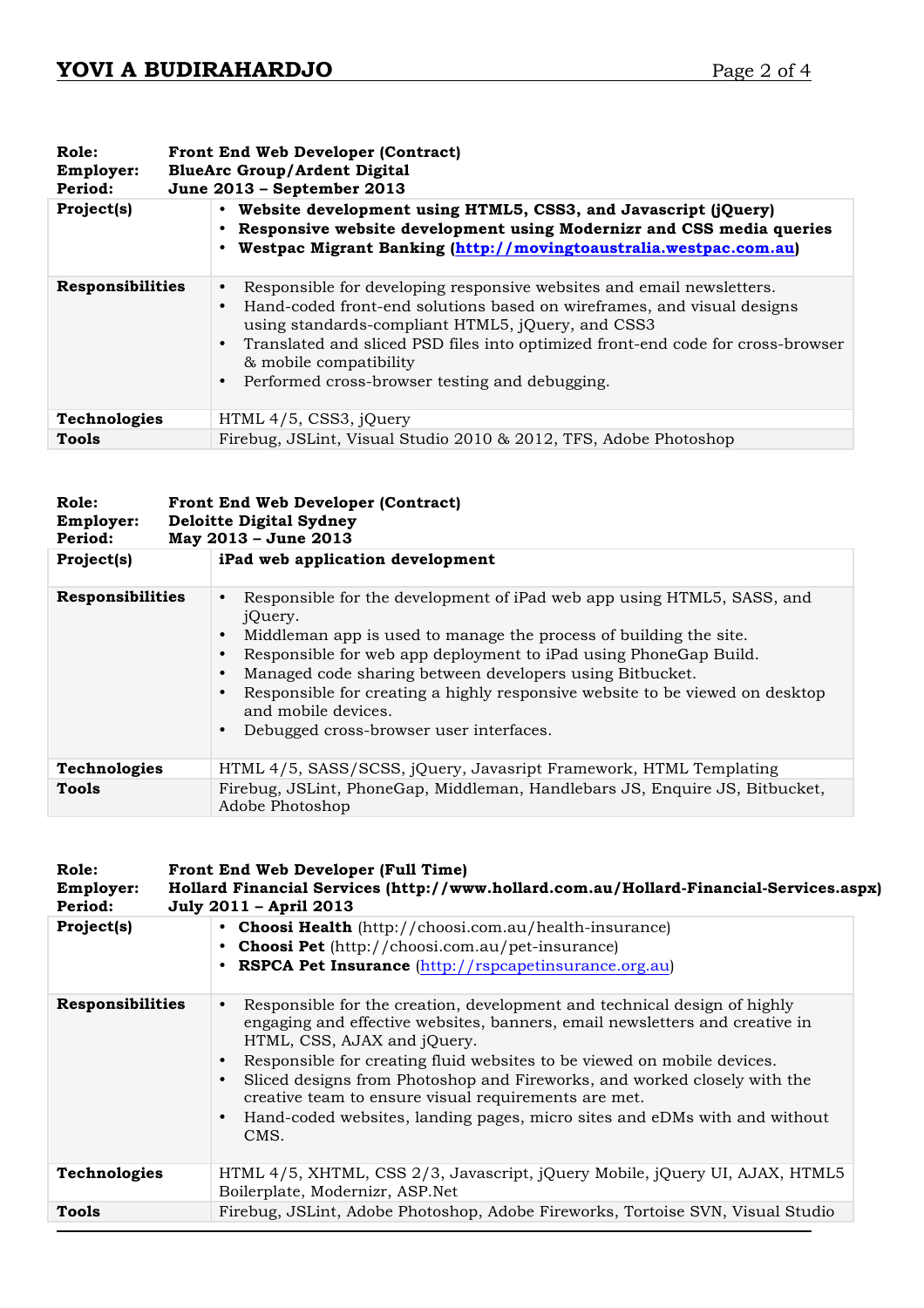**Role:** **Front End Web Developer (Contract)**
**Employer:** **BlueArc Group/Ardent Digital**
**Period:** **June 2013 – September 2013**

| | |
|---|---|
| **Project(s)** | • **Website development using HTML5, CSS3, and Javascript (jQuery)**<br>• **Responsive website development using Modernizr and CSS media queries**<br>• **Westpac Migrant Banking (http://movingtoaustralia.westpac.com.au)** |
| **Responsibilities** | • Responsible for developing responsive websites and email newsletters.<br>• Hand-coded front-end solutions based on wireframes, and visual designs using standards-compliant HTML5, jQuery, and CSS3<br>• Translated and sliced PSD files into optimized front-end code for cross-browser & mobile compatibility<br>• Performed cross-browser testing and debugging. |
| **Technologies** | HTML 4/5, CSS3, jQuery |
| **Tools** | Firebug, JSLint, Visual Studio 2010 & 2012, TFS, Adobe Photoshop |

**Role:** **Front End Web Developer (Contract)**
**Employer:** **Deloitte Digital Sydney**
**Period:** **May 2013 – June 2013**

| | |
|---|---|
| **Project(s)** | **iPad web application development** |
| **Responsibilities** | • Responsible for the development of iPad web app using HTML5, SASS, and jQuery.<br>• Middleman app is used to manage the process of building the site.<br>• Responsible for web app deployment to iPad using PhoneGap Build.<br>• Managed code sharing between developers using Bitbucket.<br>• Responsible for creating a highly responsive website to be viewed on desktop and mobile devices.<br>• Debugged cross-browser user interfaces. |
| **Technologies** | HTML 4/5, SASS/SCSS, jQuery, Javasript Framework, HTML Templating |
| **Tools** | Firebug, JSLint, PhoneGap, Middleman, Handlebars JS, Enquire JS, Bitbucket, Adobe Photoshop |

**Role:** **Front End Web Developer (Full Time)**
**Employer:** **Hollard Financial Services (http://www.hollard.com.au/Hollard-Financial-Services.aspx)**
**Period:** **July 2011 – April 2013**

| | |
|---|---|
| **Project(s)** | • **Choosi Health** (http://choosi.com.au/health-insurance)<br>• **Choosi Pet** (http://choosi.com.au/pet-insurance)<br>• **RSPCA Pet Insurance** (http://rspcapetinsurance.org.au) |
| **Responsibilities** | • Responsible for the creation, development and technical design of highly engaging and effective websites, banners, email newsletters and creative in HTML, CSS, AJAX and jQuery.<br>• Responsible for creating fluid websites to be viewed on mobile devices.<br>• Sliced designs from Photoshop and Fireworks, and worked closely with the creative team to ensure visual requirements are met.<br>• Hand-coded websites, landing pages, micro sites and eDMs with and without CMS. |
| **Technologies** | HTML 4/5, XHTML, CSS 2/3, Javascript, jQuery Mobile, jQuery UI, AJAX, HTML5 Boilerplate, Modernizr, ASP.Net |
| **Tools** | Firebug, JSLint, Adobe Photoshop, Adobe Fireworks, Tortoise SVN, Visual Studio |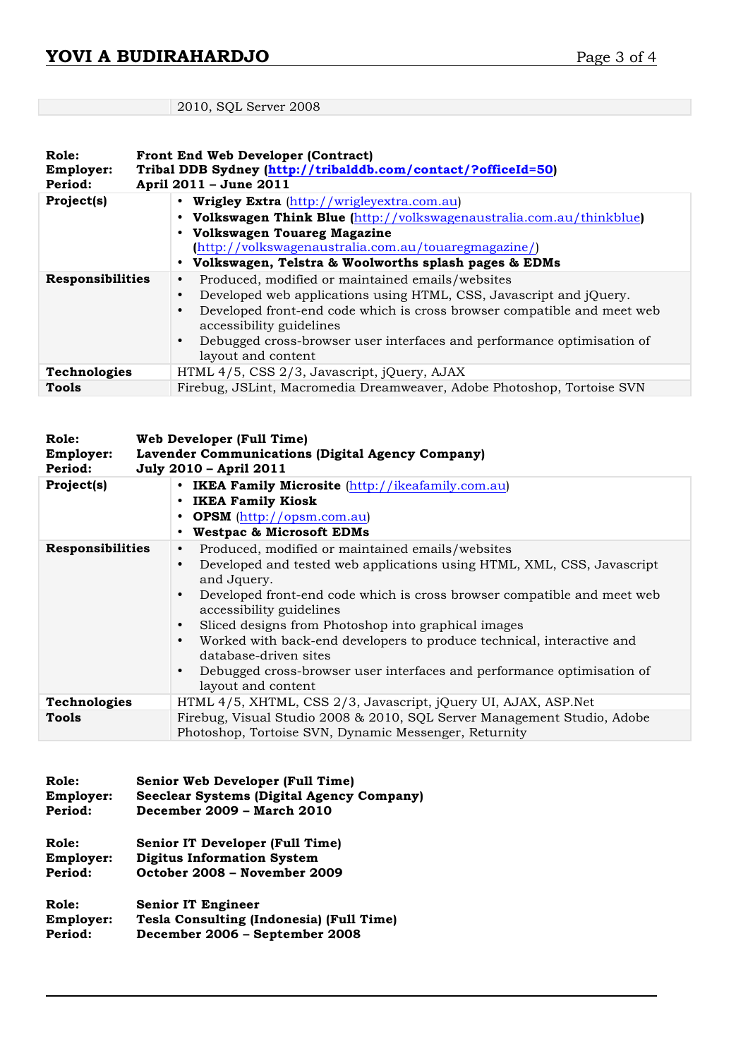| | 2010, SQL Server 2008 |
|---|---|

**Role:** **Front End Web Developer (Contract)**
**Employer:** **Tribal DDB Sydney ([http://tribalddb.com/contact/?officeId=50](http://tribalddb.com/contact/?officeId=50))**
**Period:** **April 2011 – June 2011**

| | |
|---|---|
| **Project(s)** | • **Wrigley Extra** ([http://wrigleyextra.com.au](http://wrigleyextra.com.au))<br>• **Volkswagen Think Blue** ([http://volkswagenaustralia.com.au/thinkblue](http://volkswagenaustralia.com.au/thinkblue))<br>• **Volkswagen Touareg Magazine** ([http://volkswagenaustralia.com.au/touaregmagazine/](http://volkswagenaustralia.com.au/touaregmagazine/))<br>• **Volkswagen, Telstra & Woolworths splash pages & EDMs** |
| **Responsibilities** | • Produced, modified or maintained emails/websites<br>• Developed web applications using HTML, CSS, Javascript and jQuery.<br>• Developed front-end code which is cross browser compatible and meet web accessibility guidelines<br>• Debugged cross-browser user interfaces and performance optimisation of layout and content |
| **Technologies** | HTML 4/5, CSS 2/3, Javascript, jQuery, AJAX |
| **Tools** | Firebug, JSLint, Macromedia Dreamweaver, Adobe Photoshop, Tortoise SVN |

**Role:** **Web Developer (Full Time)**
**Employer:** **Lavender Communications (Digital Agency Company)**
**Period:** **July 2010 – April 2011**

| | |
|---|---|
| **Project(s)** | • **IKEA Family Microsite** ([http://ikeafamily.com.au](http://ikeafamily.com.au))<br>• **IKEA Family Kiosk**<br>• **OPSM** ([http://opsm.com.au](http://opsm.com.au))<br>• **Westpac & Microsoft EDMs** |
| **Responsibilities** | • Produced, modified or maintained emails/websites<br>• Developed and tested web applications using HTML, XML, CSS, Javascript and Jquery.<br>• Developed front-end code which is cross browser compatible and meet web accessibility guidelines<br>• Sliced designs from Photoshop into graphical images<br>• Worked with back-end developers to produce technical, interactive and database-driven sites<br>• Debugged cross-browser user interfaces and performance optimisation of layout and content |
| **Technologies** | HTML 4/5, XHTML, CSS 2/3, Javascript, jQuery UI, AJAX, ASP.Net |
| **Tools** | Firebug, Visual Studio 2008 & 2010, SQL Server Management Studio, Adobe Photoshop, Tortoise SVN, Dynamic Messenger, Returnity |

**Role:** **Senior Web Developer (Full Time)**
**Employer:** **Seeclear Systems (Digital Agency Company)**
**Period:** **December 2009 – March 2010**

**Role:** **Senior IT Developer (Full Time)**
**Employer:** **Digitus Information System**
**Period:** **October 2008 – November 2009**

**Role:** **Senior IT Engineer**
**Employer:** **Tesla Consulting (Indonesia) (Full Time)**
**Period:** **December 2006 – September 2008**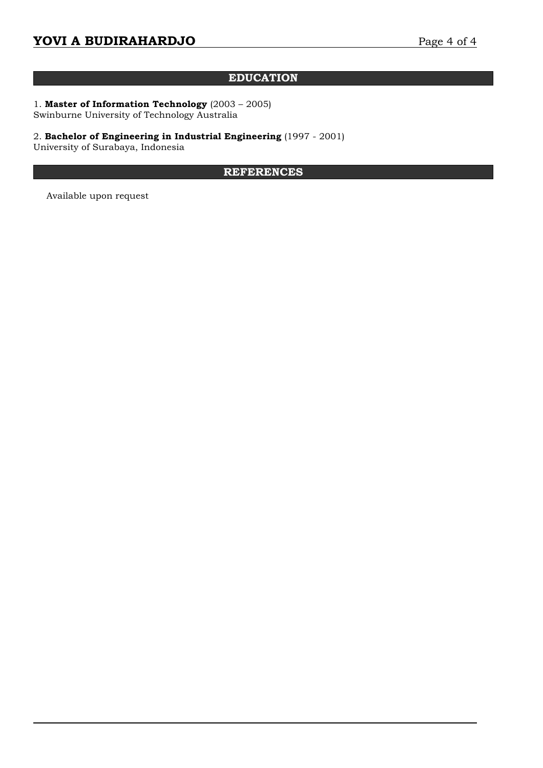## EDUCATION

1. **Master of Information Technology** (2003 – 2005)
Swinburne University of Technology Australia

2. **Bachelor of Engineering in Industrial Engineering** (1997 - 2001)
University of Surabaya, Indonesia

## REFERENCES

Available upon request